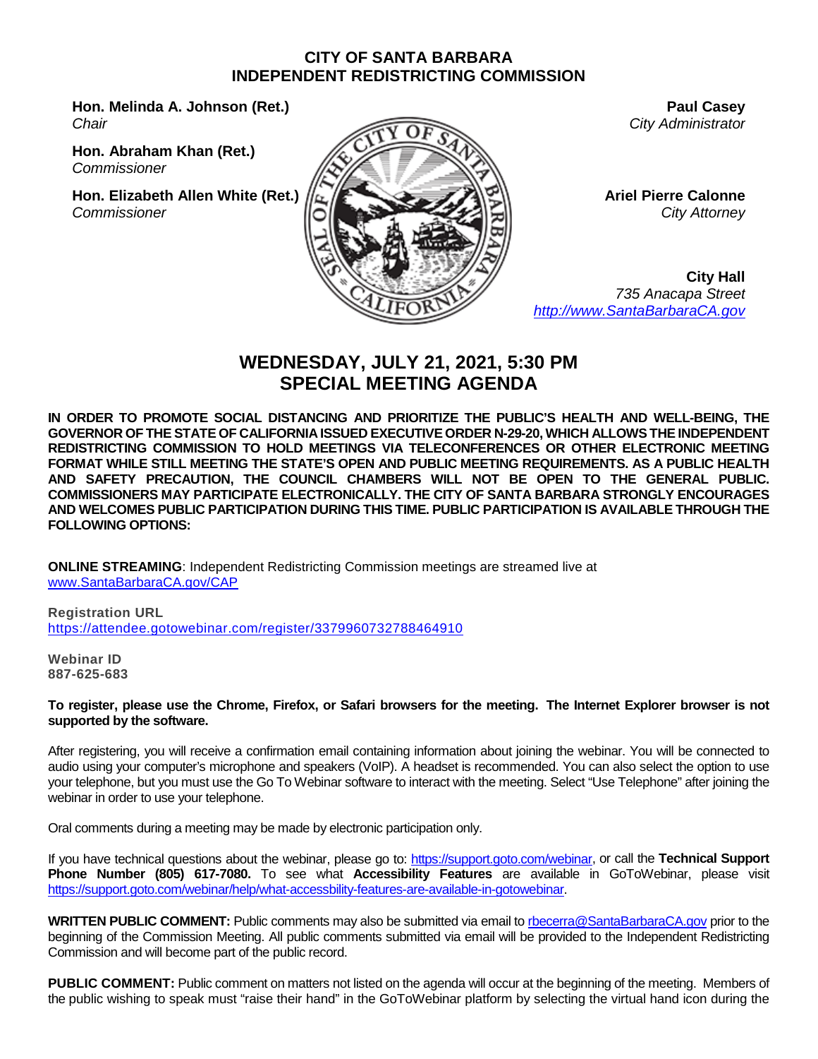# CITY OF SANTA BARBARA
# INDEPENDENT REDISTRICTING COMMISSION

**Hon. Melinda A. Johnson (Ret.)**
*Chair*

**Hon. Abraham Khan (Ret.)**
*Commissioner*

**Hon. Elizabeth Allen White (Ret.)**
*Commissioner*

**Paul Casey**
*City Administrator*

**Ariel Pierre Calonne**
*City Attorney*

**City Hall**
*735 Anacapa Street*
*http://www.SantaBarbaraCA.gov*

## WEDNESDAY, JULY 21, 2021, 5:30 PM
## SPECIAL MEETING AGENDA

**IN ORDER TO PROMOTE SOCIAL DISTANCING AND PRIORITIZE THE PUBLIC'S HEALTH AND WELL-BEING, THE GOVERNOR OF THE STATE OF CALIFORNIA ISSUED EXECUTIVE ORDER N-29-20, WHICH ALLOWS THE INDEPENDENT REDISTRICTING COMMISSION TO HOLD MEETINGS VIA TELECONFERENCES OR OTHER ELECTRONIC MEETING FORMAT WHILE STILL MEETING THE STATE'S OPEN AND PUBLIC MEETING REQUIREMENTS. AS A PUBLIC HEALTH AND SAFETY PRECAUTION, THE COUNCIL CHAMBERS WILL NOT BE OPEN TO THE GENERAL PUBLIC. COMMISSIONERS MAY PARTICIPATE ELECTRONICALLY. THE CITY OF SANTA BARBARA STRONGLY ENCOURAGES AND WELCOMES PUBLIC PARTICIPATION DURING THIS TIME. PUBLIC PARTICIPATION IS AVAILABLE THROUGH THE FOLLOWING OPTIONS:**

**ONLINE STREAMING**: Independent Redistricting Commission meetings are streamed live at www.SantaBarbaraCA.gov/CAP

**Registration URL**
https://attendee.gotowebinar.com/register/3379960732788464910

**Webinar ID**
**887-625-683**

**To register, please use the Chrome, Firefox, or Safari browsers for the meeting. The Internet Explorer browser is not supported by the software.**

After registering, you will receive a confirmation email containing information about joining the webinar. You will be connected to audio using your computer's microphone and speakers (VoIP). A headset is recommended. You can also select the option to use your telephone, but you must use the Go To Webinar software to interact with the meeting. Select "Use Telephone" after joining the webinar in order to use your telephone.

Oral comments during a meeting may be made by electronic participation only.

If you have technical questions about the webinar, please go to: https://support.goto.com/webinar, or call the **Technical Support Phone Number (805) 617-7080.** To see what **Accessibility Features** are available in GoToWebinar, please visit https://support.goto.com/webinar/help/what-accessbility-features-are-available-in-gotowebinar.

**WRITTEN PUBLIC COMMENT:** Public comments may also be submitted via email to rbecerra@SantaBarbaraCA.gov prior to the beginning of the Commission Meeting. All public comments submitted via email will be provided to the Independent Redistricting Commission and will become part of the public record.

**PUBLIC COMMENT:** Public comment on matters not listed on the agenda will occur at the beginning of the meeting. Members of the public wishing to speak must "raise their hand" in the GoToWebinar platform by selecting the virtual hand icon during the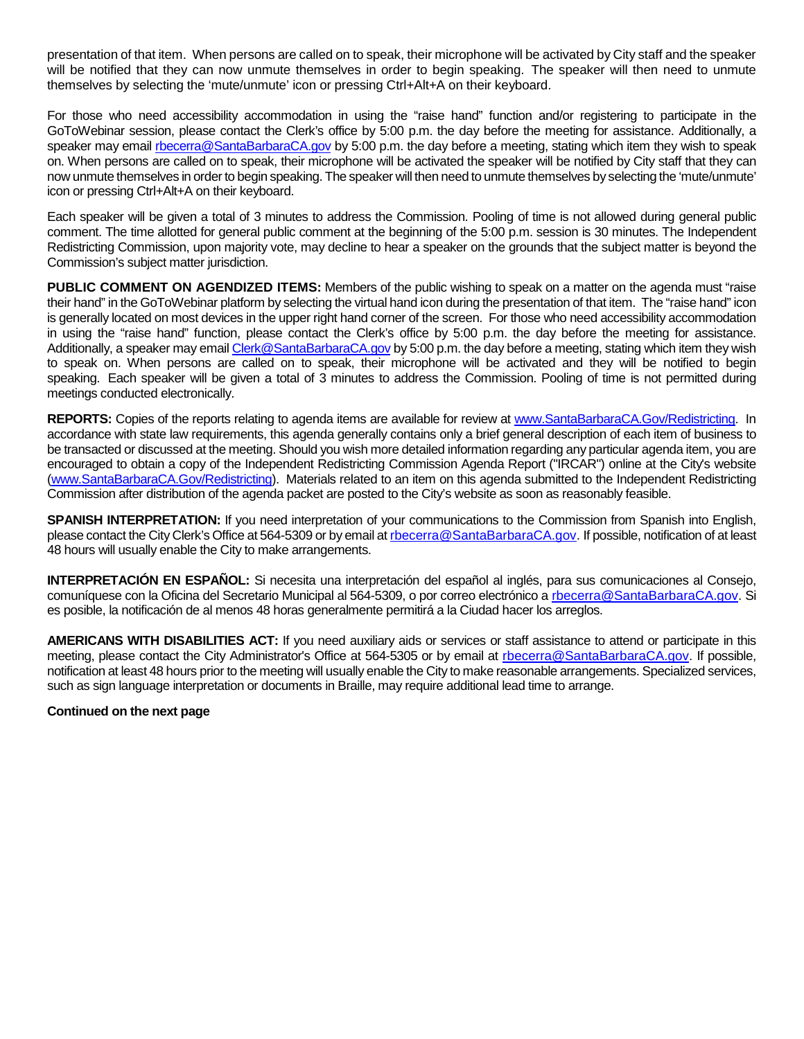presentation of that item. When persons are called on to speak, their microphone will be activated by City staff and the speaker will be notified that they can now unmute themselves in order to begin speaking. The speaker will then need to unmute themselves by selecting the 'mute/unmute' icon or pressing Ctrl+Alt+A on their keyboard.

For those who need accessibility accommodation in using the "raise hand" function and/or registering to participate in the GoToWebinar session, please contact the Clerk's office by 5:00 p.m. the day before the meeting for assistance. Additionally, a speaker may email rbecerra@SantaBarbaraCA.gov by 5:00 p.m. the day before a meeting, stating which item they wish to speak on. When persons are called on to speak, their microphone will be activated the speaker will be notified by City staff that they can now unmute themselves in order to begin speaking. The speaker will then need to unmute themselves by selecting the 'mute/unmute' icon or pressing Ctrl+Alt+A on their keyboard.

Each speaker will be given a total of 3 minutes to address the Commission. Pooling of time is not allowed during general public comment. The time allotted for general public comment at the beginning of the 5:00 p.m. session is 30 minutes. The Independent Redistricting Commission, upon majority vote, may decline to hear a speaker on the grounds that the subject matter is beyond the Commission's subject matter jurisdiction.

**PUBLIC COMMENT ON AGENDIZED ITEMS:** Members of the public wishing to speak on a matter on the agenda must "raise their hand" in the GoToWebinar platform by selecting the virtual hand icon during the presentation of that item. The "raise hand" icon is generally located on most devices in the upper right hand corner of the screen. For those who need accessibility accommodation in using the "raise hand" function, please contact the Clerk's office by 5:00 p.m. the day before the meeting for assistance. Additionally, a speaker may email Clerk@SantaBarbaraCA.gov by 5:00 p.m. the day before a meeting, stating which item they wish to speak on. When persons are called on to speak, their microphone will be activated and they will be notified to begin speaking. Each speaker will be given a total of 3 minutes to address the Commission. Pooling of time is not permitted during meetings conducted electronically.

**REPORTS:** Copies of the reports relating to agenda items are available for review at www.SantaBarbaraCA.Gov/Redistricting. In accordance with state law requirements, this agenda generally contains only a brief general description of each item of business to be transacted or discussed at the meeting. Should you wish more detailed information regarding any particular agenda item, you are encouraged to obtain a copy of the Independent Redistricting Commission Agenda Report ("IRCAR") online at the City's website (www.SantaBarbaraCA.Gov/Redistricting). Materials related to an item on this agenda submitted to the Independent Redistricting Commission after distribution of the agenda packet are posted to the City's website as soon as reasonably feasible.

**SPANISH INTERPRETATION:** If you need interpretation of your communications to the Commission from Spanish into English, please contact the City Clerk's Office at 564-5309 or by email at rbecerra@SantaBarbaraCA.gov. If possible, notification of at least 48 hours will usually enable the City to make arrangements.

**INTERPRETACIÓN EN ESPAÑOL:** Si necesita una interpretación del español al inglés, para sus comunicaciones al Consejo, comuníquese con la Oficina del Secretario Municipal al 564-5309, o por correo electrónico a rbecerra@SantaBarbaraCA.gov. Si es posible, la notificación de al menos 48 horas generalmente permitirá a la Ciudad hacer los arreglos.

**AMERICANS WITH DISABILITIES ACT:** If you need auxiliary aids or services or staff assistance to attend or participate in this meeting, please contact the City Administrator's Office at 564-5305 or by email at rbecerra@SantaBarbaraCA.gov. If possible, notification at least 48 hours prior to the meeting will usually enable the City to make reasonable arrangements. Specialized services, such as sign language interpretation or documents in Braille, may require additional lead time to arrange.

**Continued on the next page**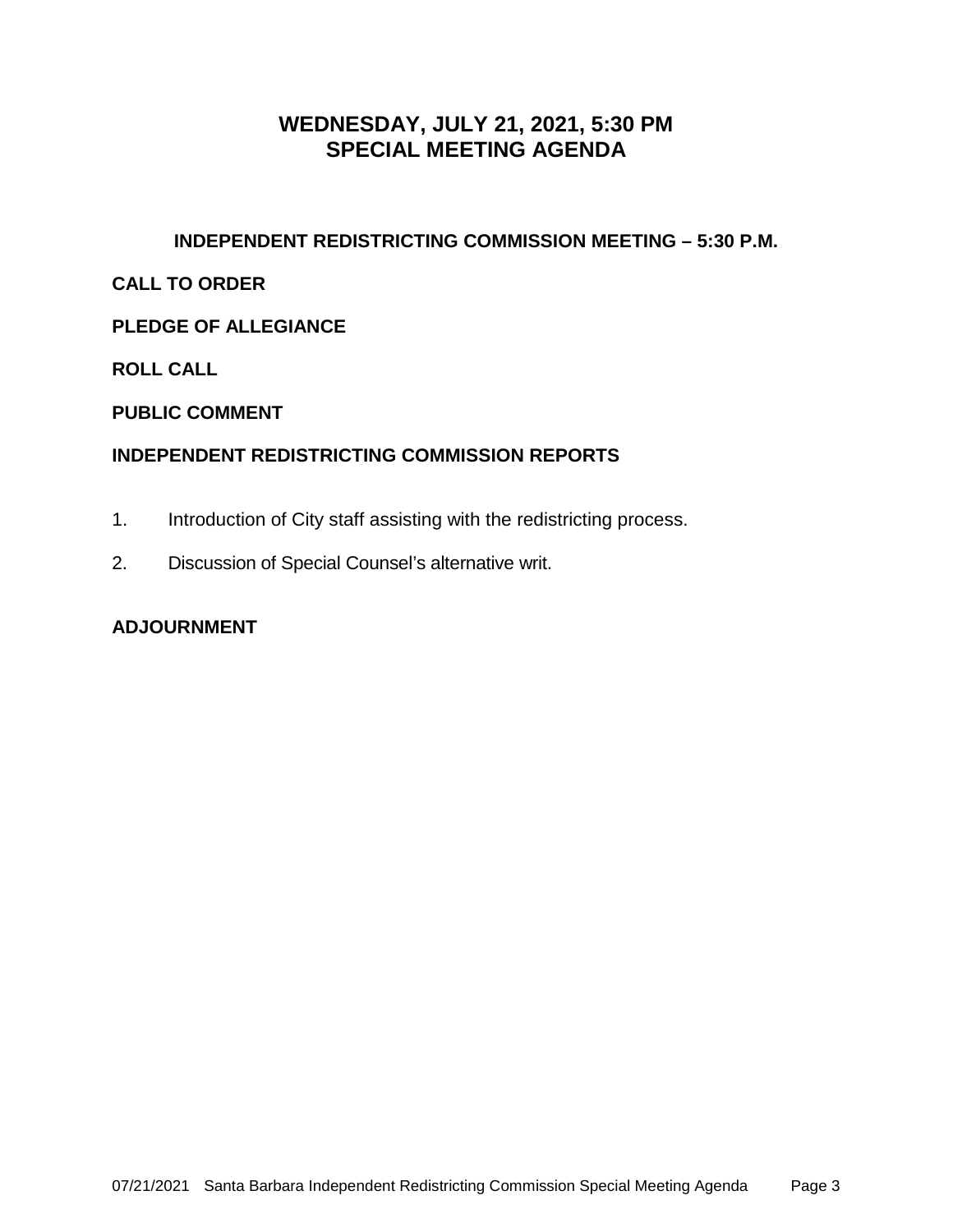# WEDNESDAY, JULY 21, 2021, 5:30 PM
# SPECIAL MEETING AGENDA

## INDEPENDENT REDISTRICTING COMMISSION MEETING – 5:30 P.M.

**CALL TO ORDER**

**PLEDGE OF ALLEGIANCE**

**ROLL CALL**

**PUBLIC COMMENT**

**INDEPENDENT REDISTRICTING COMMISSION REPORTS**

1. Introduction of City staff assisting with the redistricting process.
2. Discussion of Special Counsel's alternative writ.

**ADJOURNMENT**